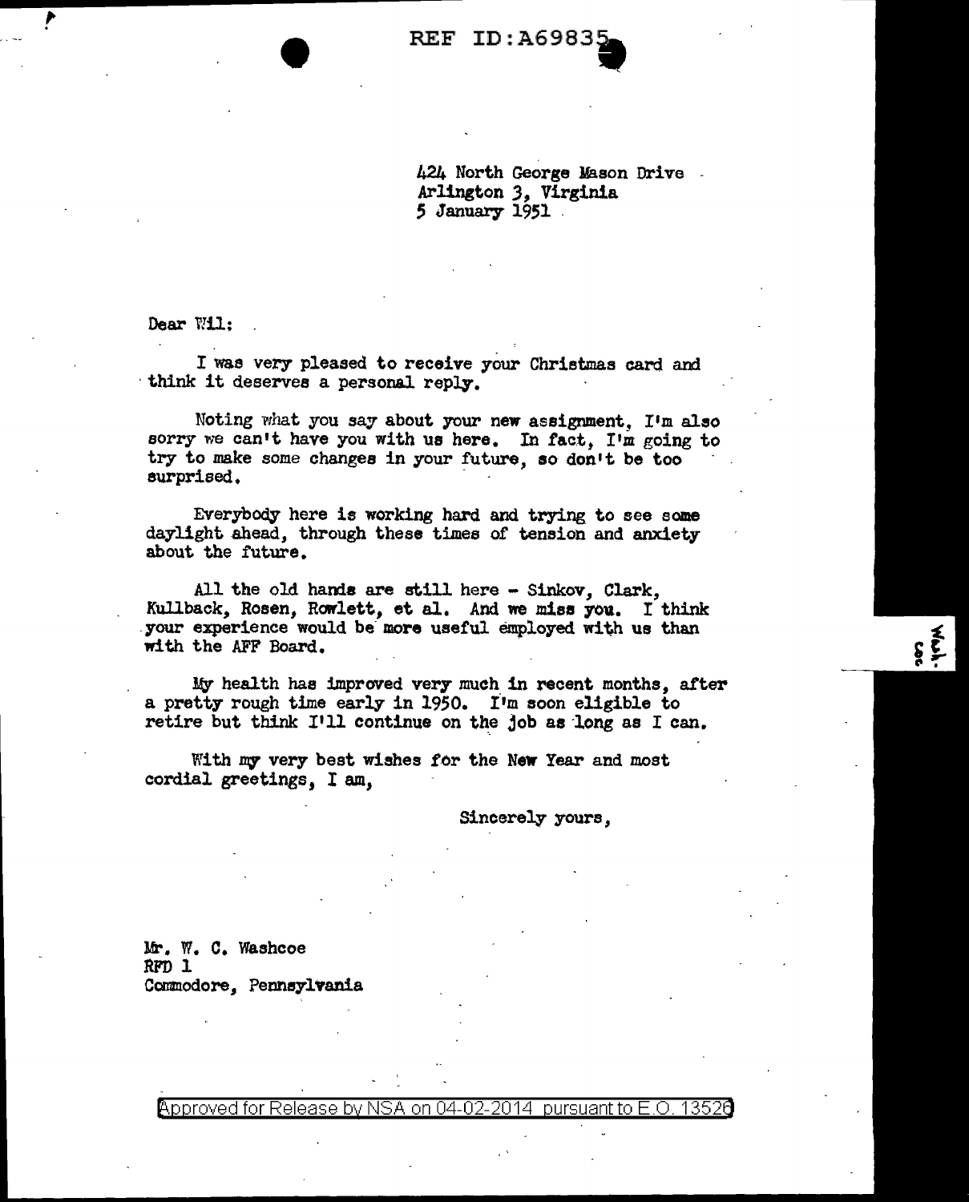REF ID:A69835

424 North George Mason Drive
Arlington 3, Virginia
5 January 1951

Dear Wil:

I was very pleased to receive your Christmas card and think it deserves a personal reply.

Noting what you say about your new assignment, I'm also sorry we can't have you with us here. In fact, I'm going to try to make some changes in your future, so don't be too surprised.

Everybody here is working hard and trying to see some daylight ahead, through these times of tension and anxiety about the future.

All the old hands are still here - Sinkov, Clark, Kullback, Rosen, Rowlett, et al. And we miss you. I think your experience would be more useful employed with us than with the AFF Board.

My health has improved very much in recent months, after a pretty rough time early in 1950. I'm soon eligible to retire but think I'll continue on the job as long as I can.

With my very best wishes for the New Year and most cordial greetings, I am,

Sincerely yours,

Mr. W. C. Washcoe
RFD 1
Commodore, Pennsylvania

Wash. Cor.

Approved for Release by NSA on 04-02-2014 pursuant to E.O. 13526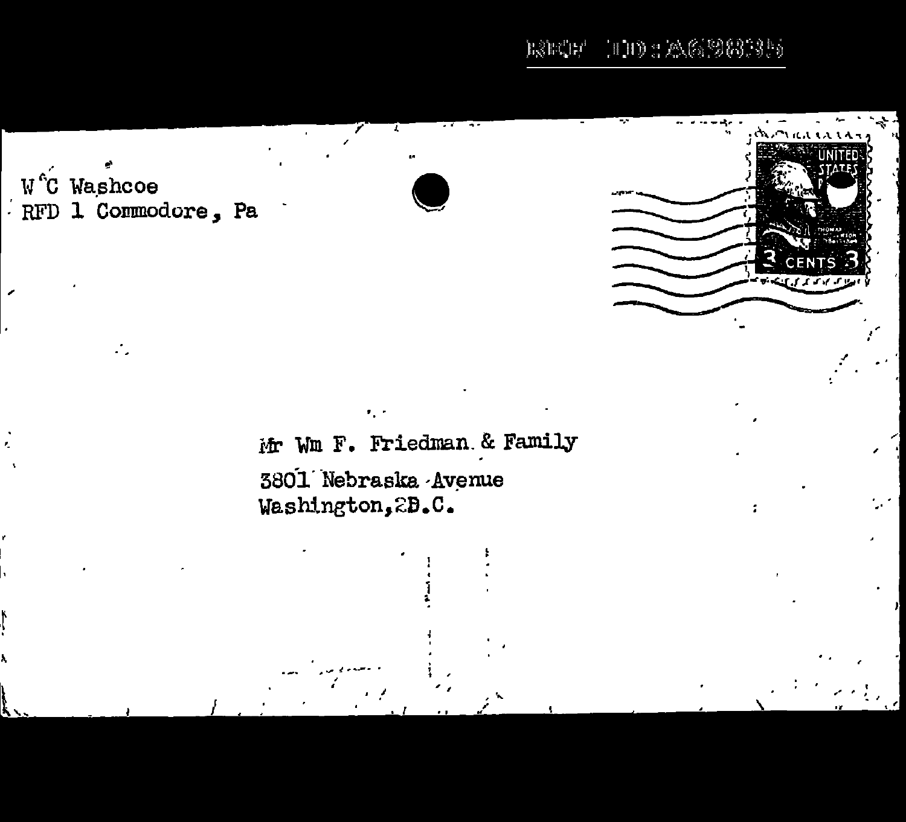W C Washcoe
RFD 1 Commodore, Pa

Mr Wm F. Friedman & Family
3801 Nebraska Avenue
Washington, 2D.C.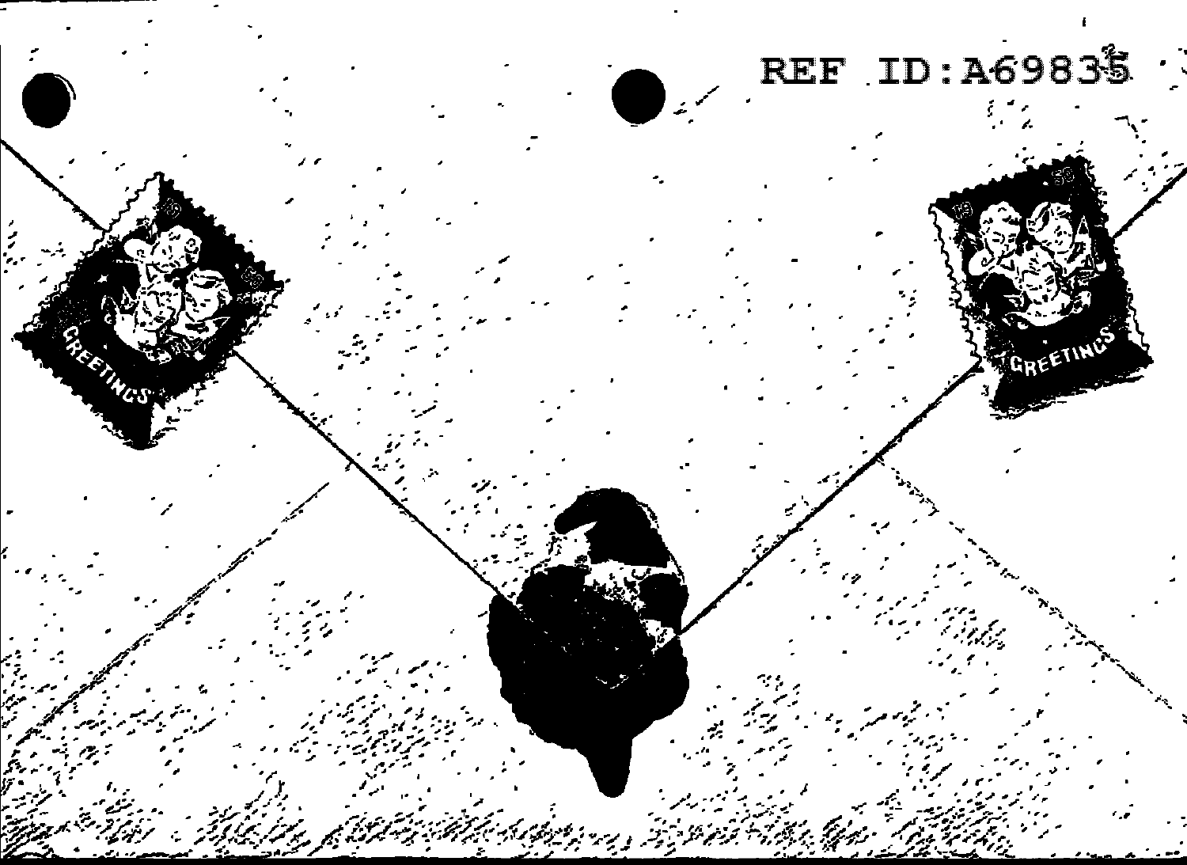19 55

GREETINGS

19 55

GREETINGS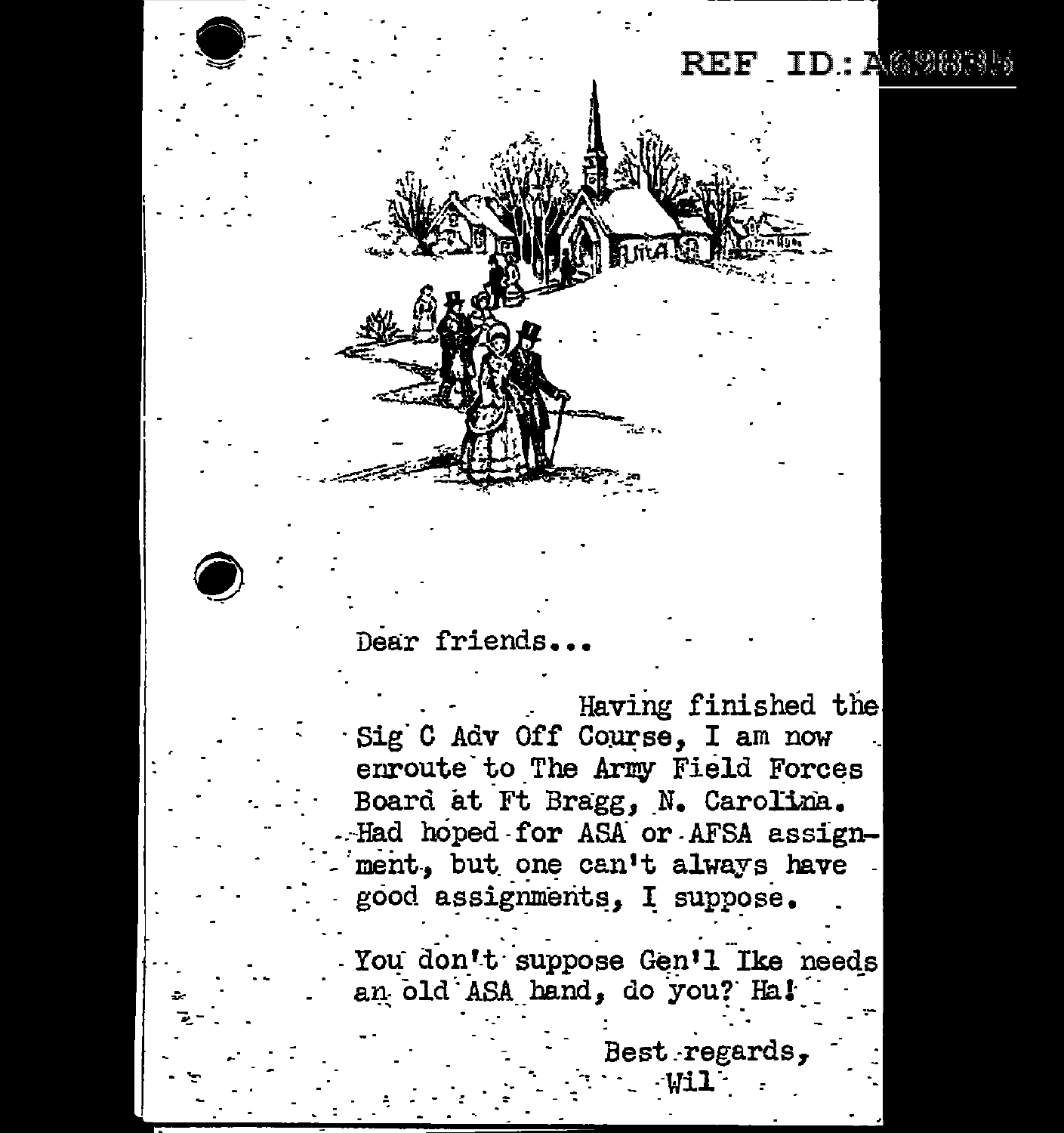Dear friends...

Having finished the Sig C Adv Off Course, I am now enroute to The Army Field Forces Board at Ft Bragg, N. Carolina. Had hoped for ASA or AFSA assignment, but one can't always have good assignments, I suppose.

You don't suppose Gen'l Ike needs an old ASA hand, do you? Ha!

Best regards,
Wil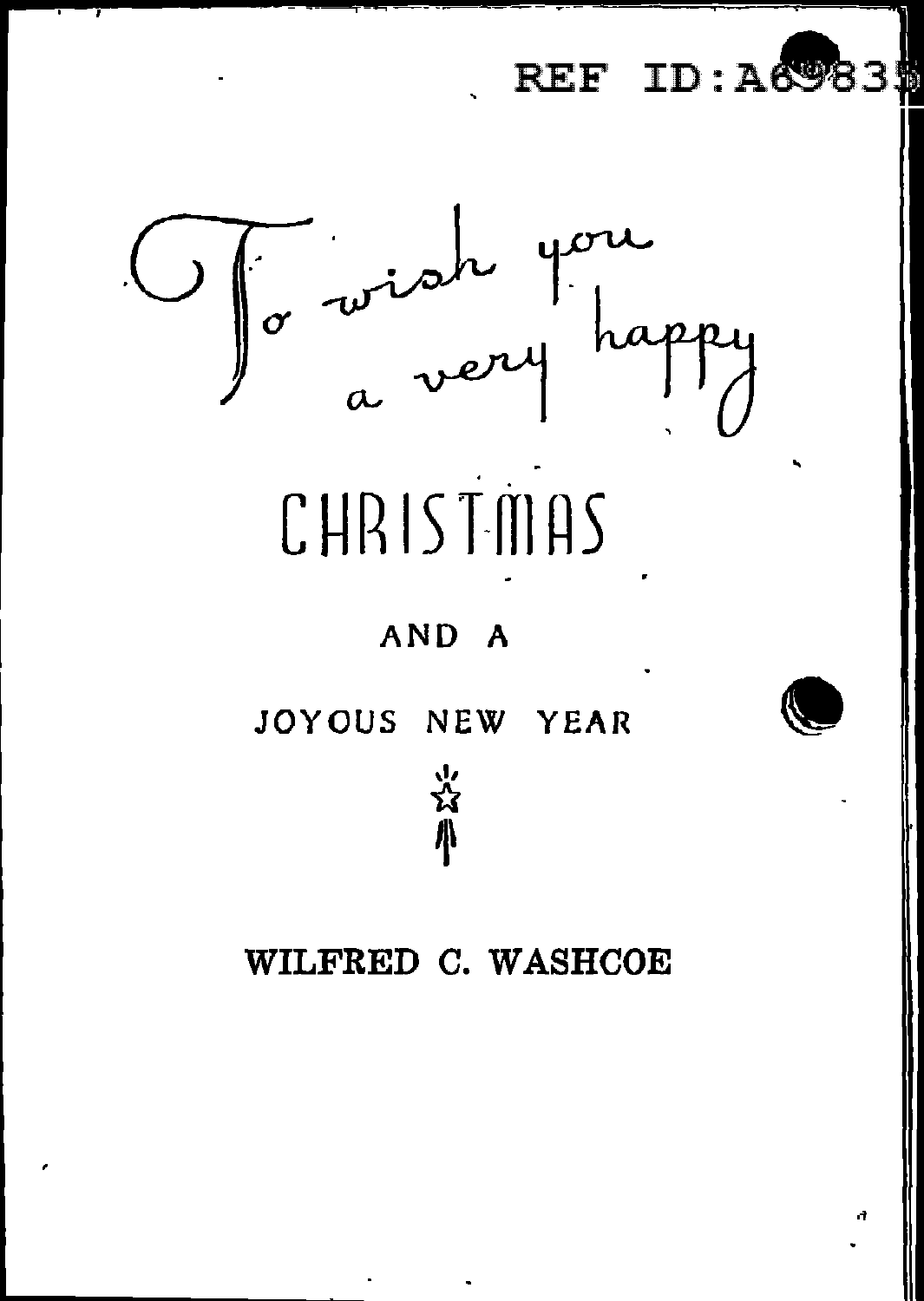REF ID:A69835

*To wish you a very happy*

CHRISTMAS

AND A

JOYOUS NEW YEAR

WILFRED C. WASHCOE